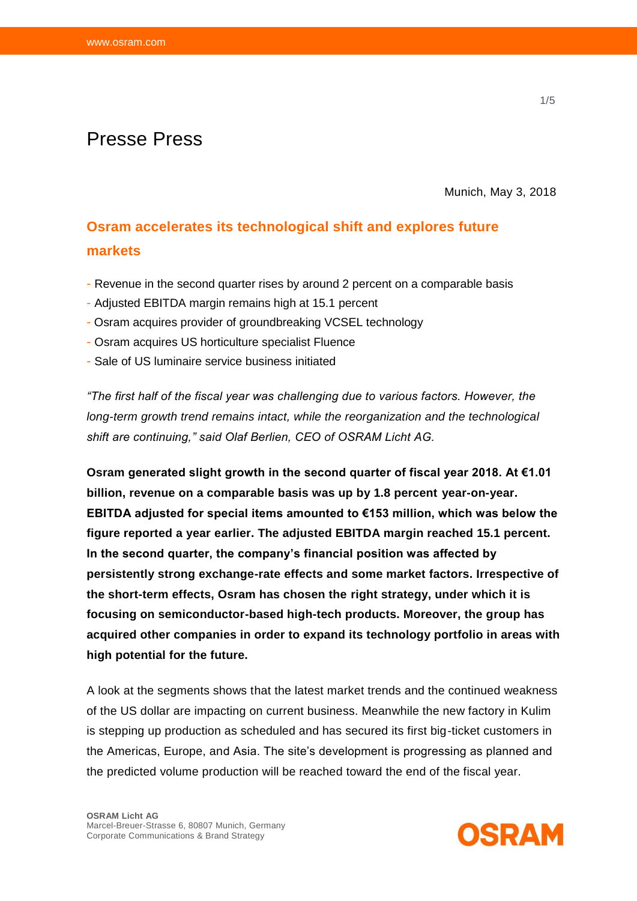Presse Press

Munich, May 3, 2018

# Osram accelerates its technological shift and explores future markets

- Revenue in the second quarter rises by around 2 percent on a comparable basis
- Adjusted EBITDA margin remains high at 15.1 percent
- Osram acquires provider of groundbreaking VCSEL technology
- Osram acquires US horticulture specialist Fluence
- Sale of US luminaire service business initiated

*"The first half of the fiscal year was challenging due to various factors. However, the long-term growth trend remains intact, while the reorganization and the technological shift are continuing," said Olaf Berlien, CEO of OSRAM Licht AG.*

**Osram generated slight growth in the second quarter of fiscal year 2018. At €1.01 billion, revenue on a comparable basis was up by 1.8 percent year-on-year. EBITDA adjusted for special items amounted to €153 million, which was below the figure reported a year earlier. The adjusted EBITDA margin reached 15.1 percent. In the second quarter, the company's financial position was affected by persistently strong exchange-rate effects and some market factors. Irrespective of the short-term effects, Osram has chosen the right strategy, under which it is focusing on semiconductor-based high-tech products. Moreover, the group has acquired other companies in order to expand its technology portfolio in areas with high potential for the future.**

A look at the segments shows that the latest market trends and the continued weakness of the US dollar are impacting on current business. Meanwhile the new factory in Kulim is stepping up production as scheduled and has secured its first big-ticket customers in the Americas, Europe, and Asia. The site's development is progressing as planned and the predicted volume production will be reached toward the end of the fiscal year.

**OSRAM Licht AG**
Marcel-Breuer-Strasse 6, 80807 Munich, Germany
Corporate Communications & Brand Strategy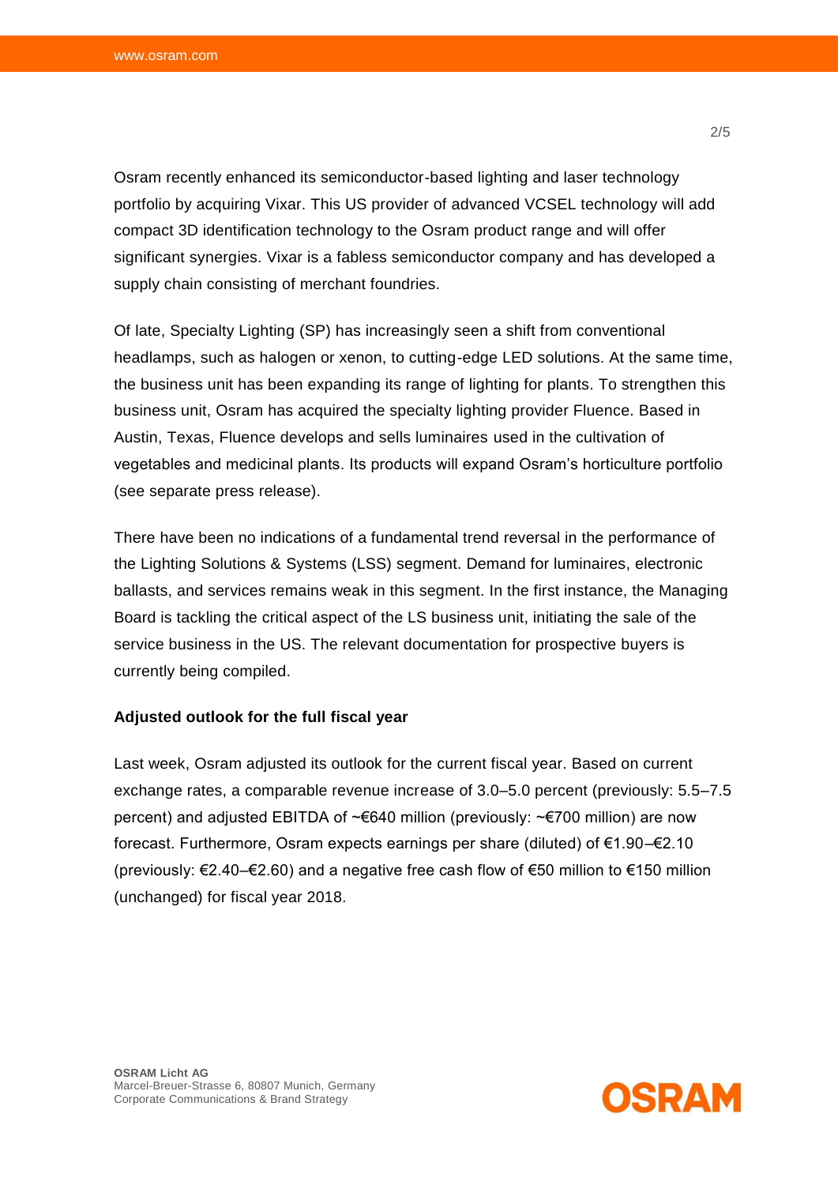Osram recently enhanced its semiconductor-based lighting and laser technology portfolio by acquiring Vixar. This US provider of advanced VCSEL technology will add compact 3D identification technology to the Osram product range and will offer significant synergies. Vixar is a fabless semiconductor company and has developed a supply chain consisting of merchant foundries.

Of late, Specialty Lighting (SP) has increasingly seen a shift from conventional headlamps, such as halogen or xenon, to cutting-edge LED solutions. At the same time, the business unit has been expanding its range of lighting for plants. To strengthen this business unit, Osram has acquired the specialty lighting provider Fluence. Based in Austin, Texas, Fluence develops and sells luminaires used in the cultivation of vegetables and medicinal plants. Its products will expand Osram's horticulture portfolio (see separate press release).

There have been no indications of a fundamental trend reversal in the performance of the Lighting Solutions & Systems (LSS) segment. Demand for luminaires, electronic ballasts, and services remains weak in this segment. In the first instance, the Managing Board is tackling the critical aspect of the LS business unit, initiating the sale of the service business in the US. The relevant documentation for prospective buyers is currently being compiled.

**Adjusted outlook for the full fiscal year**

Last week, Osram adjusted its outlook for the current fiscal year. Based on current exchange rates, a comparable revenue increase of 3.0–5.0 percent (previously: 5.5–7.5 percent) and adjusted EBITDA of ~€640 million (previously: ~€700 million) are now forecast. Furthermore, Osram expects earnings per share (diluted) of €1.90–€2.10 (previously: €2.40–€2.60) and a negative free cash flow of €50 million to €150 million (unchanged) for fiscal year 2018.

**OSRAM Licht AG**
Marcel-Breuer-Strasse 6, 80807 Munich, Germany
Corporate Communications & Brand Strategy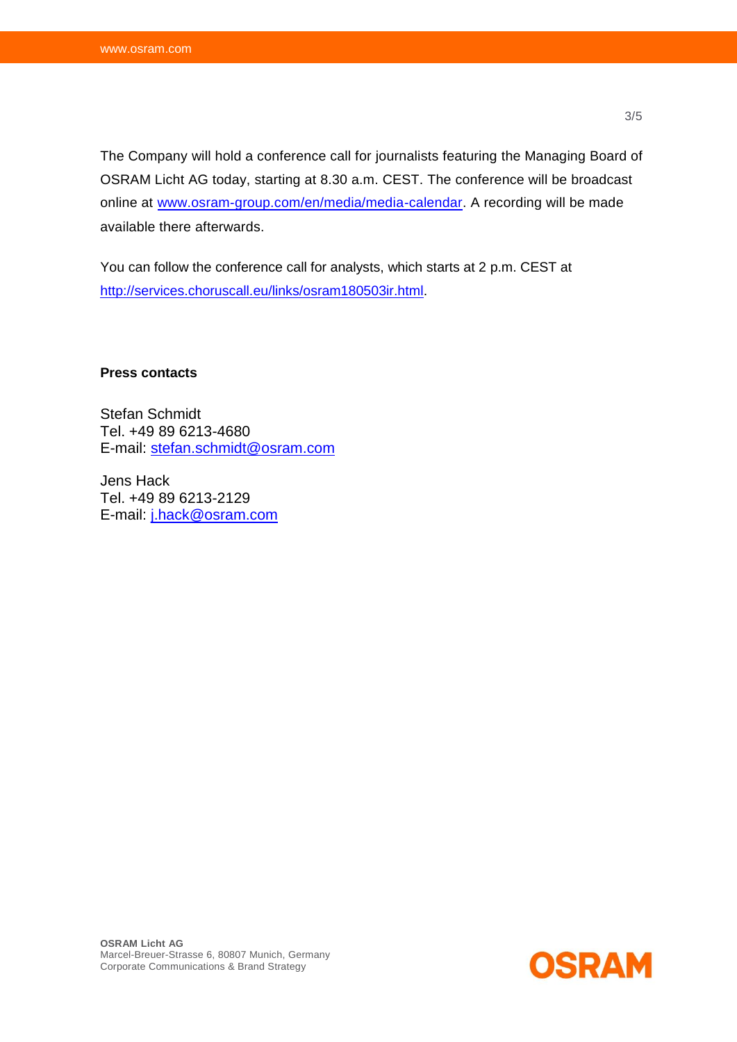The Company will hold a conference call for journalists featuring the Managing Board of OSRAM Licht AG today, starting at 8.30 a.m. CEST. The conference will be broadcast online at www.osram-group.com/en/media/media-calendar. A recording will be made available there afterwards.

You can follow the conference call for analysts, which starts at 2 p.m. CEST at http://services.choruscall.eu/links/osram180503ir.html.

**Press contacts**

Stefan Schmidt
Tel. +49 89 6213-4680
E-mail: stefan.schmidt@osram.com

Jens Hack
Tel. +49 89 6213-2129
E-mail: j.hack@osram.com

**OSRAM Licht AG**
Marcel-Breuer-Strasse 6, 80807 Munich, Germany
Corporate Communications & Brand Strategy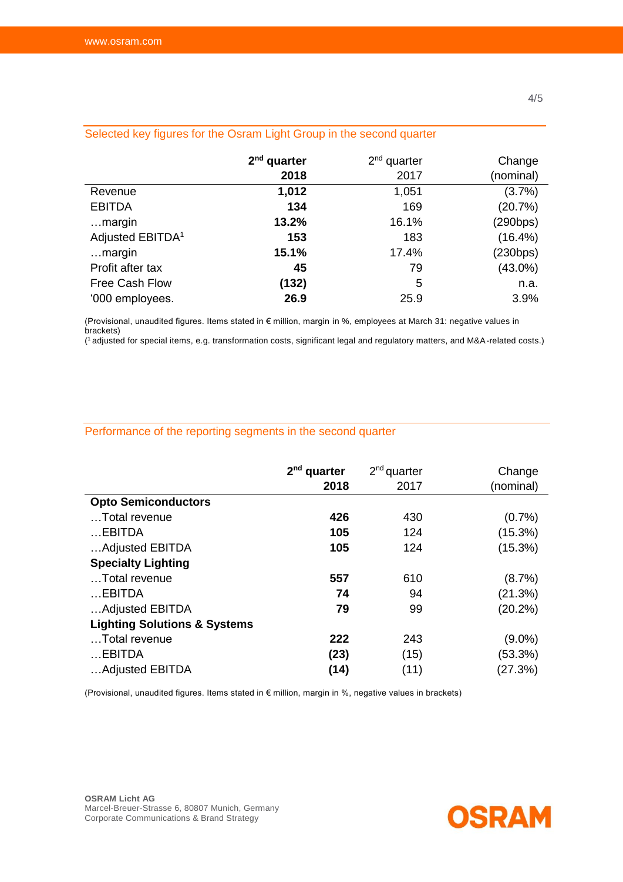## Selected key figures for the Osram Light Group in the second quarter

| | **2nd quarter 2018** | 2nd quarter 2017 | Change (nominal) |
|---|---|---|---|
| Revenue | **1,012** | 1,051 | (3.7%) |
| EBITDA | **134** | 169 | (20.7%) |
| …margin | **13.2%** | 16.1% | (290bps) |
| Adjusted EBITDA[1] | **153** | 183 | (16.4%) |
| …margin | **15.1%** | 17.4% | (230bps) |
| Profit after tax | **45** | 79 | (43.0%) |
| Free Cash Flow | **(132)** | 5 | n.a. |
| '000 employees. | **26.9** | 25.9 | 3.9% |

(Provisional, unaudited figures. Items stated in € million, margin in %, employees at March 31: negative values in brackets)
([1] adjusted for special items, e.g. transformation costs, significant legal and regulatory matters, and M&A-related costs.)

## Performance of the reporting segments in the second quarter

| | **2nd quarter 2018** | 2nd quarter 2017 | Change (nominal) |
|---|---|---|---|
| **Opto Semiconductors** | | | |
| …Total revenue | **426** | 430 | (0.7%) |
| …EBITDA | **105** | 124 | (15.3%) |
| …Adjusted EBITDA | **105** | 124 | (15.3%) |
| **Specialty Lighting** | | | |
| …Total revenue | **557** | 610 | (8.7%) |
| …EBITDA | **74** | 94 | (21.3%) |
| …Adjusted EBITDA | **79** | 99 | (20.2%) |
| **Lighting Solutions & Systems** | | | |
| …Total revenue | **222** | 243 | (9.0%) |
| …EBITDA | **(23)** | (15) | (53.3%) |
| …Adjusted EBITDA | **(14)** | (11) | (27.3%) |

(Provisional, unaudited figures. Items stated in € million, margin in %, negative values in brackets)

**OSRAM Licht AG**
Marcel-Breuer-Strasse 6, 80807 Munich, Germany
Corporate Communications & Brand Strategy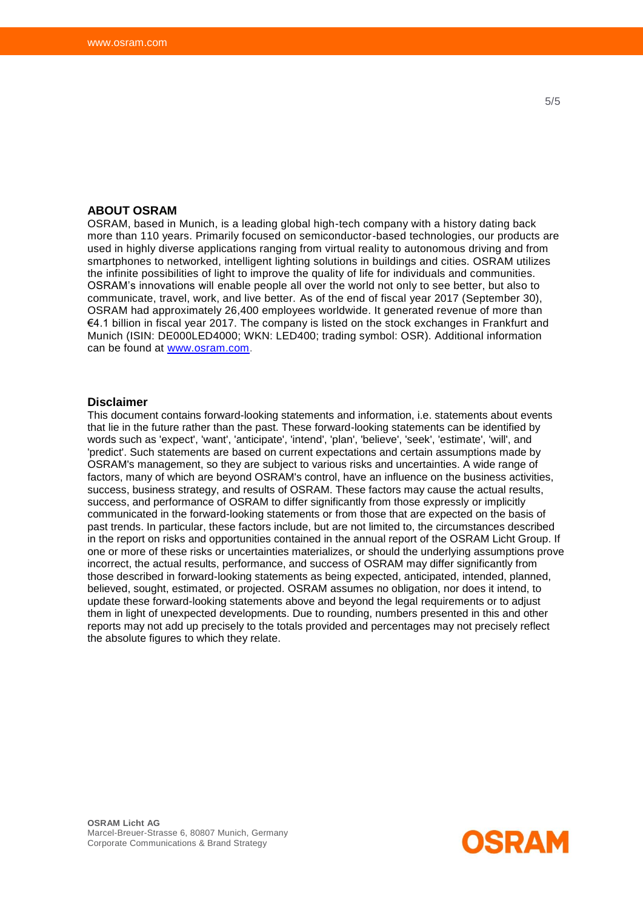## ABOUT OSRAM

OSRAM, based in Munich, is a leading global high-tech company with a history dating back more than 110 years. Primarily focused on semiconductor-based technologies, our products are used in highly diverse applications ranging from virtual reality to autonomous driving and from smartphones to networked, intelligent lighting solutions in buildings and cities. OSRAM utilizes the infinite possibilities of light to improve the quality of life for individuals and communities. OSRAM's innovations will enable people all over the world not only to see better, but also to communicate, travel, work, and live better. As of the end of fiscal year 2017 (September 30), OSRAM had approximately 26,400 employees worldwide. It generated revenue of more than €4.1 billion in fiscal year 2017. The company is listed on the stock exchanges in Frankfurt and Munich (ISIN: DE000LED4000; WKN: LED400; trading symbol: OSR). Additional information can be found at www.osram.com.

## Disclaimer

This document contains forward-looking statements and information, i.e. statements about events that lie in the future rather than the past. These forward-looking statements can be identified by words such as 'expect', 'want', 'anticipate', 'intend', 'plan', 'believe', 'seek', 'estimate', 'will', and 'predict'. Such statements are based on current expectations and certain assumptions made by OSRAM's management, so they are subject to various risks and uncertainties. A wide range of factors, many of which are beyond OSRAM's control, have an influence on the business activities, success, business strategy, and results of OSRAM. These factors may cause the actual results, success, and performance of OSRAM to differ significantly from those expressly or implicitly communicated in the forward-looking statements or from those that are expected on the basis of past trends. In particular, these factors include, but are not limited to, the circumstances described in the report on risks and opportunities contained in the annual report of the OSRAM Licht Group. If one or more of these risks or uncertainties materializes, or should the underlying assumptions prove incorrect, the actual results, performance, and success of OSRAM may differ significantly from those described in forward-looking statements as being expected, anticipated, intended, planned, believed, sought, estimated, or projected. OSRAM assumes no obligation, nor does it intend, to update these forward-looking statements above and beyond the legal requirements or to adjust them in light of unexpected developments. Due to rounding, numbers presented in this and other reports may not add up precisely to the totals provided and percentages may not precisely reflect the absolute figures to which they relate.

**OSRAM Licht AG**
Marcel-Breuer-Strasse 6, 80807 Munich, Germany
Corporate Communications & Brand Strategy